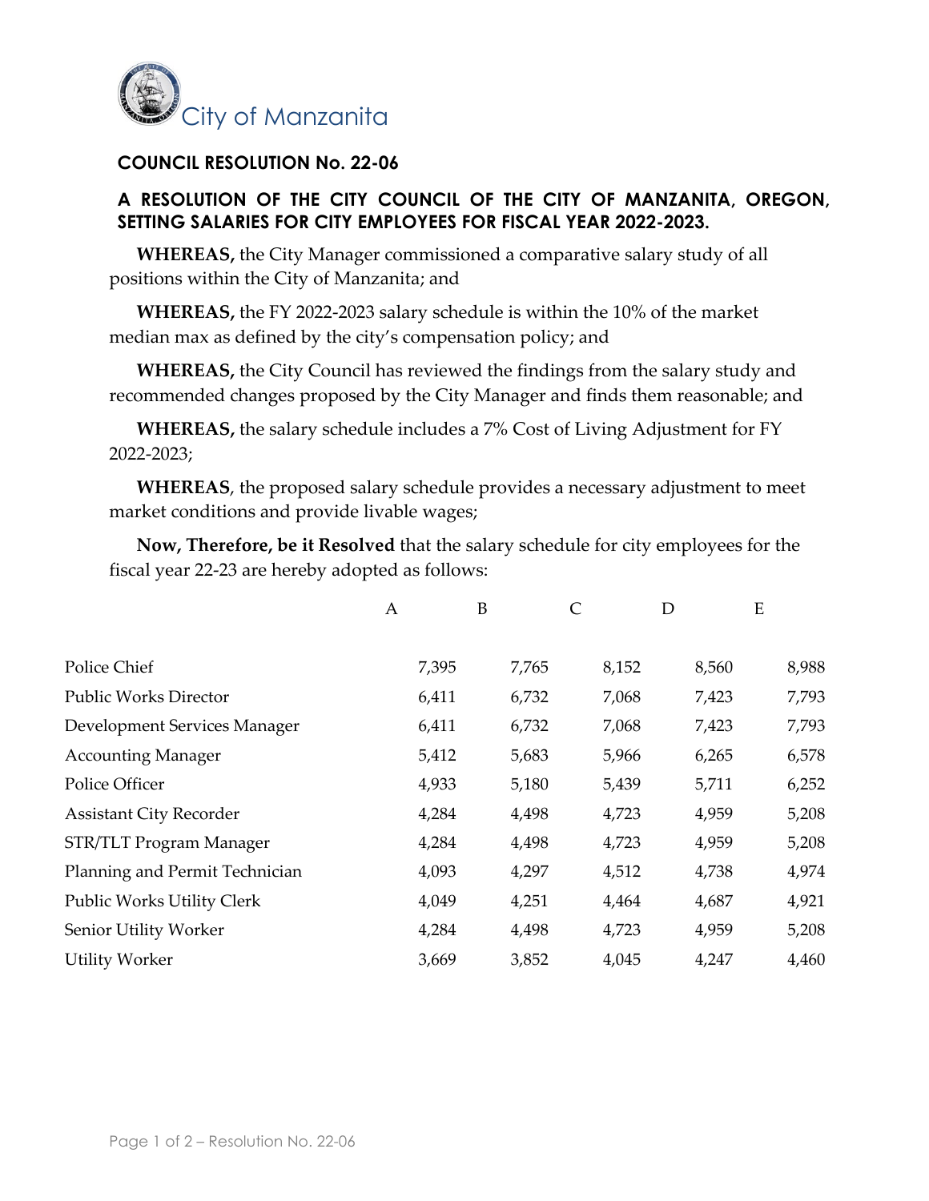City of Manzanita

## COUNCIL RESOLUTION No. 22-06

## A RESOLUTION OF THE CITY COUNCIL OF THE CITY OF MANZANITA, OREGON, SETTING SALARIES FOR CITY EMPLOYEES FOR FISCAL YEAR 2022-2023.

**WHEREAS,** the City Manager commissioned a comparative salary study of all positions within the City of Manzanita; and

**WHEREAS,** the FY 2022-2023 salary schedule is within the 10% of the market median max as defined by the city's compensation policy; and

**WHEREAS,** the City Council has reviewed the findings from the salary study and recommended changes proposed by the City Manager and finds them reasonable; and

**WHEREAS,** the salary schedule includes a 7% Cost of Living Adjustment for FY 2022-2023;

**WHEREAS**, the proposed salary schedule provides a necessary adjustment to meet market conditions and provide livable wages;

**Now, Therefore, be it Resolved** that the salary schedule for city employees for the fiscal year 22-23 are hereby adopted as follows:

| | A | B | C | D | E |
|---|---|---|---|---|---|
| Police Chief | 7,395 | 7,765 | 8,152 | 8,560 | 8,988 |
| Public Works Director | 6,411 | 6,732 | 7,068 | 7,423 | 7,793 |
| Development Services Manager | 6,411 | 6,732 | 7,068 | 7,423 | 7,793 |
| Accounting Manager | 5,412 | 5,683 | 5,966 | 6,265 | 6,578 |
| Police Officer | 4,933 | 5,180 | 5,439 | 5,711 | 6,252 |
| Assistant City Recorder | 4,284 | 4,498 | 4,723 | 4,959 | 5,208 |
| STR/TLT Program Manager | 4,284 | 4,498 | 4,723 | 4,959 | 5,208 |
| Planning and Permit Technician | 4,093 | 4,297 | 4,512 | 4,738 | 4,974 |
| Public Works Utility Clerk | 4,049 | 4,251 | 4,464 | 4,687 | 4,921 |
| Senior Utility Worker | 4,284 | 4,498 | 4,723 | 4,959 | 5,208 |
| Utility Worker | 3,669 | 3,852 | 4,045 | 4,247 | 4,460 |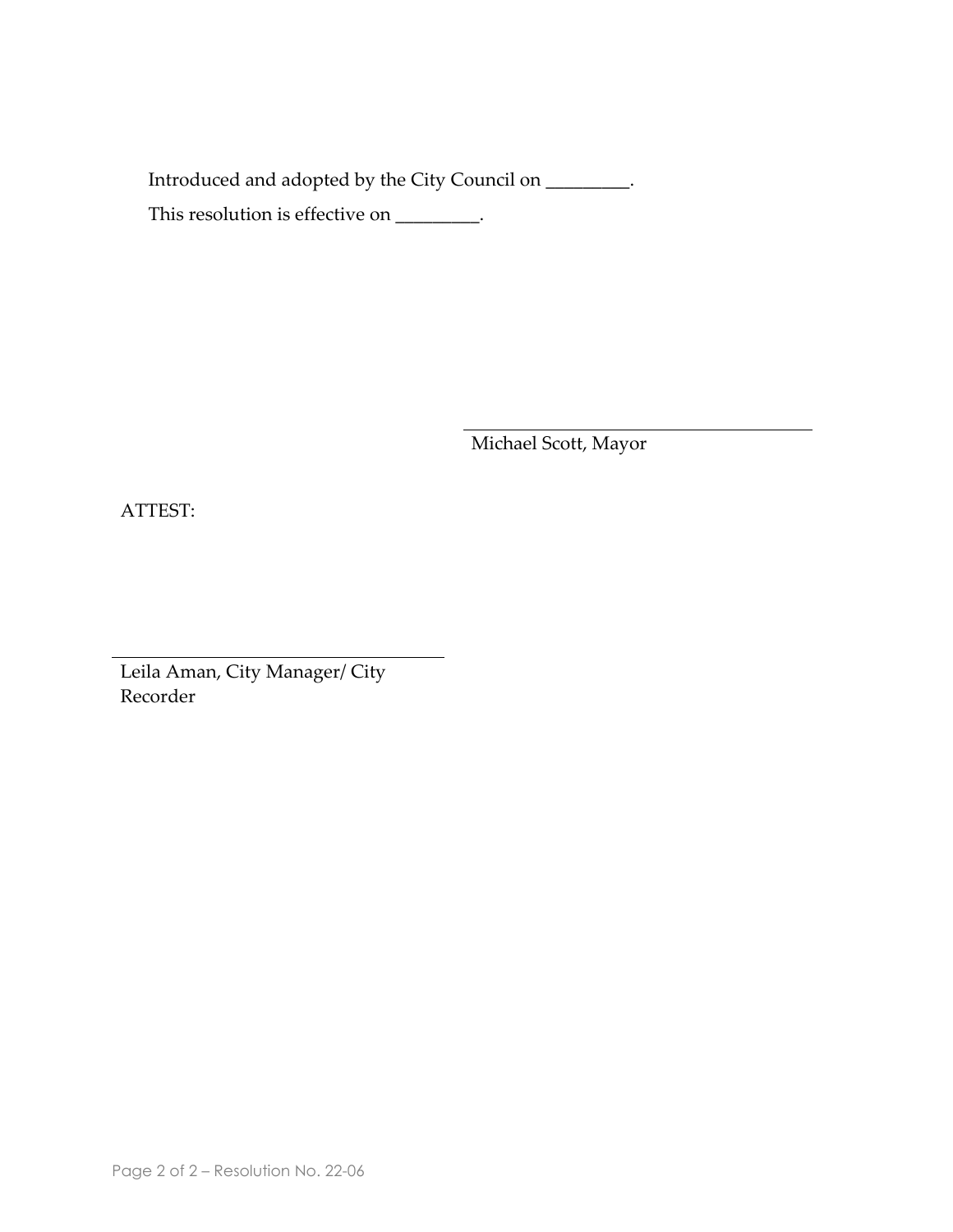Introduced and adopted by the City Council on _________.

This resolution is effective on _________.

\_\_\_\_\_\_\_\_\_\_\_\_\_\_\_\_\_\_\_\_\_\_\_\_\_\_\_\_\_\_\_\_\_\_\_\_\_\_\_\_

Michael Scott, Mayor

ATTEST:

\_\_\_\_\_\_\_\_\_\_\_\_\_\_\_\_\_\_\_\_\_\_\_\_\_\_\_\_\_\_\_\_\_\_\_\_\_\_\_\_

Leila Aman, City Manager/ City Recorder